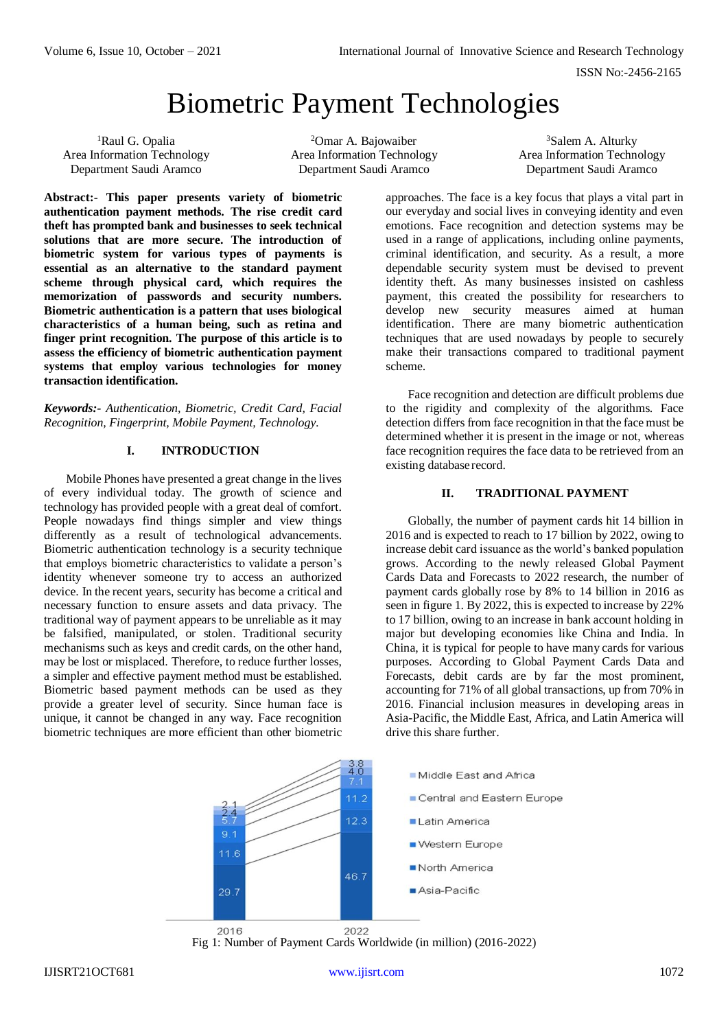# Biometric Payment Technologies

[1]Raul G. Opalia
Area Information Technology
Department Saudi Aramco

[2]Omar A. Bajowaiber
Area Information Technology
Department Saudi Aramco

[3]Salem A. Alturky
Area Information Technology
Department Saudi Aramco

**Abstract:- This paper presents variety of biometric authentication payment methods. The rise credit card theft has prompted bank and businesses to seek technical solutions that are more secure. The introduction of biometric system for various types of payments is essential as an alternative to the standard payment scheme through physical card, which requires the memorization of passwords and security numbers. Biometric authentication is a pattern that uses biological characteristics of a human being, such as retina and finger print recognition. The purpose of this article is to assess the efficiency of biometric authentication payment systems that employ various technologies for money transaction identification.**

***Keywords:-*** *Authentication, Biometric, Credit Card, Facial Recognition, Fingerprint, Mobile Payment, Technology.*

## I. INTRODUCTION

Mobile Phones have presented a great change in the lives of every individual today. The growth of science and technology has provided people with a great deal of comfort. People nowadays find things simpler and view things differently as a result of technological advancements. Biometric authentication technology is a security technique that employs biometric characteristics to validate a person's identity whenever someone try to access an authorized device. In the recent years, security has become a critical and necessary function to ensure assets and data privacy. The traditional way of payment appears to be unreliable as it may be falsified, manipulated, or stolen. Traditional security mechanisms such as keys and credit cards, on the other hand, may be lost or misplaced. Therefore, to reduce further losses, a simpler and effective payment method must be established. Biometric based payment methods can be used as they provide a greater level of security. Since human face is unique, it cannot be changed in any way. Face recognition biometric techniques are more efficient than other biometric approaches. The face is a key focus that plays a vital part in our everyday and social lives in conveying identity and even emotions. Face recognition and detection systems may be used in a range of applications, including online payments, criminal identification, and security. As a result, a more dependable security system must be devised to prevent identity theft. As many businesses insisted on cashless payment, this created the possibility for researchers to develop new security measures aimed at human identification. There are many biometric authentication techniques that are used nowadays by people to securely make their transactions compared to traditional payment scheme.

Face recognition and detection are difficult problems due to the rigidity and complexity of the algorithms. Face detection differs from face recognition in that the face must be determined whether it is present in the image or not, whereas face recognition requires the face data to be retrieved from an existing database record.

## II. TRADITIONAL PAYMENT

Globally, the number of payment cards hit 14 billion in 2016 and is expected to reach to 17 billion by 2022, owing to increase debit card issuance as the world's banked population grows. According to the newly released Global Payment Cards Data and Forecasts to 2022 research, the number of payment cards globally rose by 8% to 14 billion in 2016 as seen in figure 1. By 2022, this is expected to increase by 22% to 17 billion, owing to an increase in bank account holding in major but developing economies like China and India. In China, it is typical for people to have many cards for various purposes. According to Global Payment Cards Data and Forecasts, debit cards are by far the most prominent, accounting for 71% of all global transactions, up from 70% in 2016. Financial inclusion measures in developing areas in Asia-Pacific, the Middle East, Africa, and Latin America will drive this share further.

| Region | 2016 | 2022 |
|---|---|---|
| Middle East and Africa | 2.1 | 3.8 |
| Central and Eastern Europe | 2.4 | 4.0 |
| Latin America | 5.7 | 7.1 |
| Western Europe | 9.1 | 11.2 |
| North America | 11.6 | 12.3 |
| Asia-Pacific | 29.7 | 46.7 |

Fig 1: Number of Payment Cards Worldwide (in million) (2016-2022)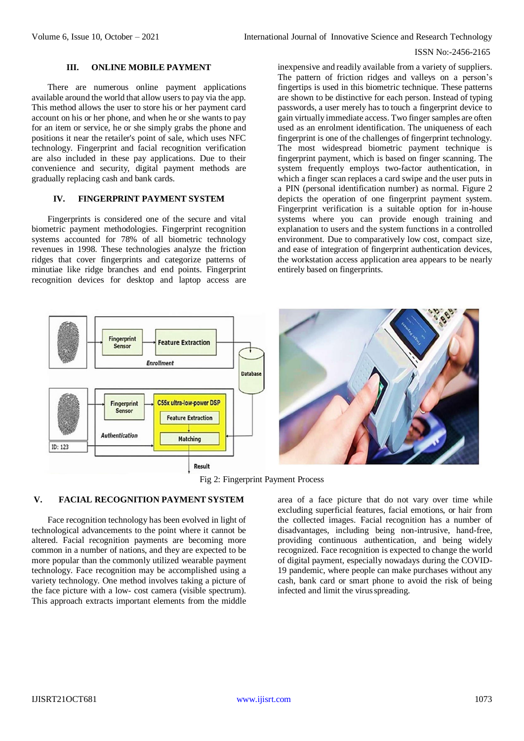## III. ONLINE MOBILE PAYMENT

There are numerous online payment applications available around the world that allow users to pay via the app. This method allows the user to store his or her payment card account on his or her phone, and when he or she wants to pay for an item or service, he or she simply grabs the phone and positions it near the retailer's point of sale, which uses NFC technology. Fingerprint and facial recognition verification are also included in these pay applications. Due to their convenience and security, digital payment methods are gradually replacing cash and bank cards.

## IV. FINGERPRINT PAYMENT SYSTEM

Fingerprints is considered one of the secure and vital biometric payment methodologies. Fingerprint recognition systems accounted for 78% of all biometric technology revenues in 1998. These technologies analyze the friction ridges that cover fingerprints and categorize patterns of minutiae like ridge branches and end points. Fingerprint recognition devices for desktop and laptop access are inexpensive and readily available from a variety of suppliers. The pattern of friction ridges and valleys on a person's fingertips is used in this biometric technique. These patterns are shown to be distinctive for each person. Instead of typing passwords, a user merely has to touch a fingerprint device to gain virtually immediate access. Two finger samples are often used as an enrolment identification. The uniqueness of each fingerprint is one of the challenges of fingerprint technology. The most widespread biometric payment technique is fingerprint payment, which is based on finger scanning. The system frequently employs two-factor authentication, in which a finger scan replaces a card swipe and the user puts in a PIN (personal identification number) as normal. Figure 2 depicts the operation of one fingerprint payment system. Fingerprint verification is a suitable option for in-house systems where you can provide enough training and explanation to users and the system functions in a controlled environment. Due to comparatively low cost, compact size, and ease of integration of fingerprint authentication devices, the workstation access application area appears to be nearly entirely based on fingerprints.

Fig 2: Fingerprint Payment Process

## V. FACIAL RECOGNITION PAYMENT SYSTEM

Face recognition technology has been evolved in light of technological advancements to the point where it cannot be altered. Facial recognition payments are becoming more common in a number of nations, and they are expected to be more popular than the commonly utilized wearable payment technology. Face recognition may be accomplished using a variety technology. One method involves taking a picture of the face picture with a low- cost camera (visible spectrum). This approach extracts important elements from the middle area of a face picture that do not vary over time while excluding superficial features, facial emotions, or hair from the collected images. Facial recognition has a number of disadvantages, including being non-intrusive, hand-free, providing continuous authentication, and being widely recognized. Face recognition is expected to change the world of digital payment, especially nowadays during the COVID-19 pandemic, where people can make purchases without any cash, bank card or smart phone to avoid the risk of being infected and limit the virus spreading.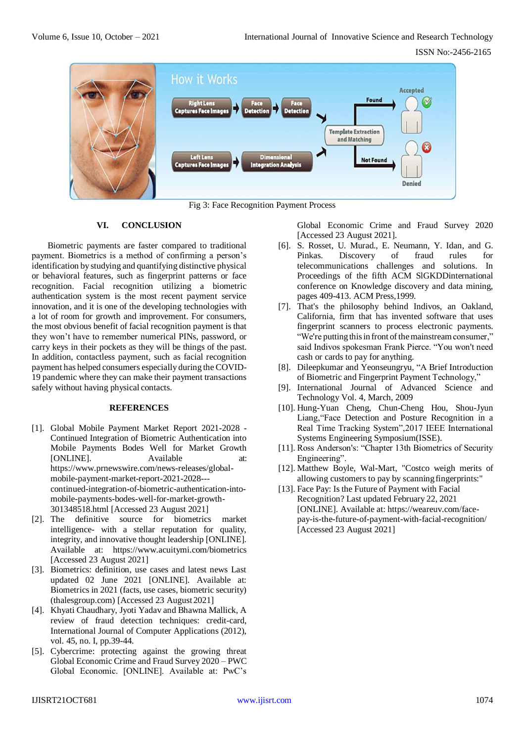How it Works

Right Lens Captures Face Images
Face Detection
Face Detection
Left Lens Captures Face Images
Dimensional Integration Analysis
Template Extraction and Matching
Found
Not Found
Accepted
Denied

Fig 3: Face Recognition Payment Process

## VI. CONCLUSION

Biometric payments are faster compared to traditional payment. Biometrics is a method of confirming a person's identification by studying and quantifying distinctive physical or behavioral features, such as fingerprint patterns or face recognition. Facial recognition utilizing a biometric authentication system is the most recent payment service innovation, and it is one of the developing technologies with a lot of room for growth and improvement. For consumers, the most obvious benefit of facial recognition payment is that they won't have to remember numerical PINs, password, or carry keys in their pockets as they will be things of the past. In addition, contactless payment, such as facial recognition payment has helped consumers especially during the COVID-19 pandemic where they can make their payment transactions safely without having physical contacts.

## REFERENCES

[1]. Global Mobile Payment Market Report 2021-2028 - Continued Integration of Biometric Authentication into Mobile Payments Bodes Well for Market Growth [ONLINE]. Available at: https://www.prnewswire.com/news-releases/global-mobile-payment-market-report-2021-2028---continued-integration-of-biometric-authentication-into-mobile-payments-bodes-well-for-market-growth-301348518.html [Accessed 23 August 2021]

[2]. The definitive source for biometrics market intelligence- with a stellar reputation for quality, integrity, and innovative thought leadership [ONLINE]. Available at: https://www.acuitymi.com/biometrics [Accessed 23 August 2021]

[3]. Biometrics: definition, use cases and latest news Last updated 02 June 2021 [ONLINE]. Available at: Biometrics in 2021 (facts, use cases, biometric security) (thalesgroup.com) [Accessed 23 August 2021]

[4]. Khyati Chaudhary, Jyoti Yadav and Bhawna Mallick, A review of fraud detection techniques: credit-card, International Journal of Computer Applications (2012), vol. 45, no. I, pp.39-44.

[5]. Cybercrime: protecting against the growing threat Global Economic Crime and Fraud Survey 2020 – PWC Global Economic. [ONLINE]. Available at: PwC's Global Economic Crime and Fraud Survey 2020 [Accessed 23 August 2021].

[6]. S. Rosset, U. Murad., E. Neumann, Y. Idan, and G. Pinkas. Discovery of fraud rules for telecommunications challenges and solutions. In Proceedings of the fifth ACM SIGKDDinternational conference on Knowledge discovery and data mining, pages 409-413. ACM Press,1999.

[7]. That's the philosophy behind Indivos, an Oakland, California, firm that has invented software that uses fingerprint scanners to process electronic payments. "We're putting this in front of the mainstream consumer," said Indivos spokesman Frank Pierce. "You won't need cash or cards to pay for anything.

[8]. Dileepkumar and Yeonseungryu, "A Brief Introduction of Biometric and Fingerprint Payment Technology,"

[9]. International Journal of Advanced Science and Technology Vol. 4, March, 2009

[10]. Hung-Yuan Cheng, Chun-Cheng Hou, Shou-Jyun Liang,"Face Detection and Posture Recognition in a Real Time Tracking System",2017 IEEE International Systems Engineering Symposium(ISSE).

[11]. Ross Anderson's: "Chapter 13th Biometrics of Security Engineering".

[12]. Matthew Boyle, Wal-Mart, "Costco weigh merits of allowing customers to pay by scanning fingerprints:"

[13]. Face Pay: Is the Future of Payment with Facial Recognition? Last updated February 22, 2021 [ONLINE]. Available at: https://weareuv.com/face-pay-is-the-future-of-payment-with-facial-recognition/ [Accessed 23 August 2021]